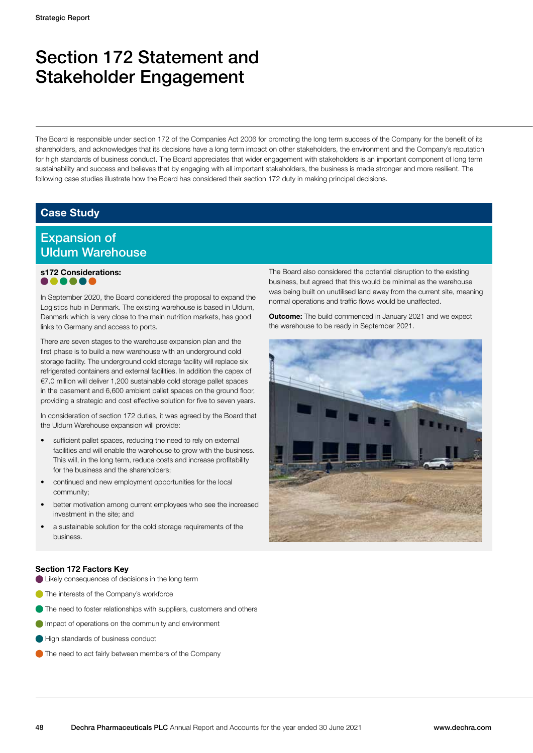# Section 172 Statement and Stakeholder Engagement

The Board is responsible under section 172 of the Companies Act 2006 for promoting the long term success of the Company for the benefit of its shareholders, and acknowledges that its decisions have a long term impact on other stakeholders, the environment and the Company's reputation for high standards of business conduct. The Board appreciates that wider engagement with stakeholders is an important component of long term sustainability and success and believes that by engaging with all important stakeholders, the business is made stronger and more resilient. The following case studies illustrate how the Board has considered their section 172 duty in making principal decisions.

## Case Study

## Expansion of Uldum Warehouse

**s172 Considerations:**

In September 2020, the Board considered the proposal to expand the Logistics hub in Denmark. The existing warehouse is based in Uldum, Denmark which is very close to the main nutrition markets, has good links to Germany and access to ports.

There are seven stages to the warehouse expansion plan and the first phase is to build a new warehouse with an underground cold storage facility. The underground cold storage facility will replace six refrigerated containers and external facilities. In addition the capex of €7.0 million will deliver 1,200 sustainable cold storage pallet spaces in the basement and 6,600 ambient pallet spaces on the ground floor, providing a strategic and cost effective solution for five to seven years.

In consideration of section 172 duties, it was agreed by the Board that the Uldum Warehouse expansion will provide:

- sufficient pallet spaces, reducing the need to rely on external facilities and will enable the warehouse to grow with the business. This will, in the long term, reduce costs and increase profitability for the business and the shareholders;
- continued and new employment opportunities for the local community;
- better motivation among current employees who see the increased investment in the site; and
- a sustainable solution for the cold storage requirements of the business.

The Board also considered the potential disruption to the existing business, but agreed that this would be minimal as the warehouse was being built on unutilised land away from the current site, meaning normal operations and traffic flows would be unaffected.

**Outcome:** The build commenced in January 2021 and we expect the warehouse to be ready in September 2021.

### Section 172 Factors Key

- Likely consequences of decisions in the long term
- The interests of the Company's workforce
- The need to foster relationships with suppliers, customers and others
- Impact of operations on the community and environment
- High standards of business conduct
- The need to act fairly between members of the Company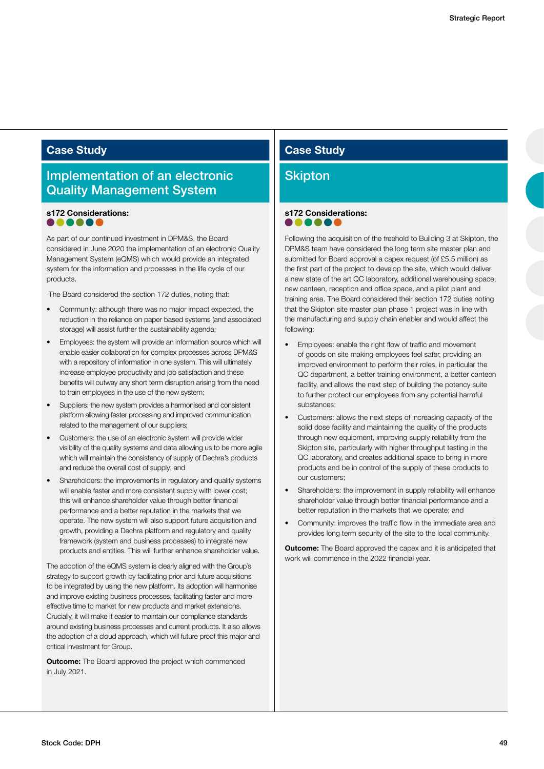## Case Study

### Implementation of an electronic Quality Management System

**s172 Considerations:**

As part of our continued investment in DPM&S, the Board considered in June 2020 the implementation of an electronic Quality Management System (eQMS) which would provide an integrated system for the information and processes in the life cycle of our products.

The Board considered the section 172 duties, noting that:

- Community: although there was no major impact expected, the reduction in the reliance on paper based systems (and associated storage) will assist further the sustainability agenda;
- Employees: the system will provide an information source which will enable easier collaboration for complex processes across DPM&S with a repository of information in one system. This will ultimately increase employee productivity and job satisfaction and these benefits will outway any short term disruption arising from the need to train employees in the use of the new system;
- Suppliers: the new system provides a harmonised and consistent platform allowing faster processing and improved communication related to the management of our suppliers;
- Customers: the use of an electronic system will provide wider visibility of the quality systems and data allowing us to be more agile which will maintain the consistency of supply of Dechra's products and reduce the overall cost of supply; and
- Shareholders: the improvements in regulatory and quality systems will enable faster and more consistent supply with lower cost; this will enhance shareholder value through better financial performance and a better reputation in the markets that we operate. The new system will also support future acquisition and growth, providing a Dechra platform and regulatory and quality framework (system and business processes) to integrate new products and entities. This will further enhance shareholder value.

The adoption of the eQMS system is clearly aligned with the Group's strategy to support growth by facilitating prior and future acquisitions to be integrated by using the new platform. Its adoption will harmonise and improve existing business processes, facilitating faster and more effective time to market for new products and market extensions. Crucially, it will make it easier to maintain our compliance standards around existing business processes and current products. It also allows the adoption of a cloud approach, which will future proof this major and critical investment for Group.

**Outcome:** The Board approved the project which commenced in July 2021.

## Case Study

### Skipton

**s172 Considerations:**

Following the acquisition of the freehold to Building 3 at Skipton, the DPM&S team have considered the long term site master plan and submitted for Board approval a capex request (of £5.5 million) as the first part of the project to develop the site, which would deliver a new state of the art QC laboratory, additional warehousing space, new canteen, reception and office space, and a pilot plant and training area. The Board considered their section 172 duties noting that the Skipton site master plan phase 1 project was in line with the manufacturing and supply chain enabler and would affect the following:

- Employees: enable the right flow of traffic and movement of goods on site making employees feel safer, providing an improved environment to perform their roles, in particular the QC department, a better training environment, a better canteen facility, and allows the next step of building the potency suite to further protect our employees from any potential harmful substances;
- Customers: allows the next steps of increasing capacity of the solid dose facility and maintaining the quality of the products through new equipment, improving supply reliability from the Skipton site, particularly with higher throughput testing in the QC laboratory, and creates additional space to bring in more products and be in control of the supply of these products to our customers;
- Shareholders: the improvement in supply reliability will enhance shareholder value through better financial performance and a better reputation in the markets that we operate; and
- Community: improves the traffic flow in the immediate area and provides long term security of the site to the local community.

**Outcome:** The Board approved the capex and it is anticipated that work will commence in the 2022 financial year.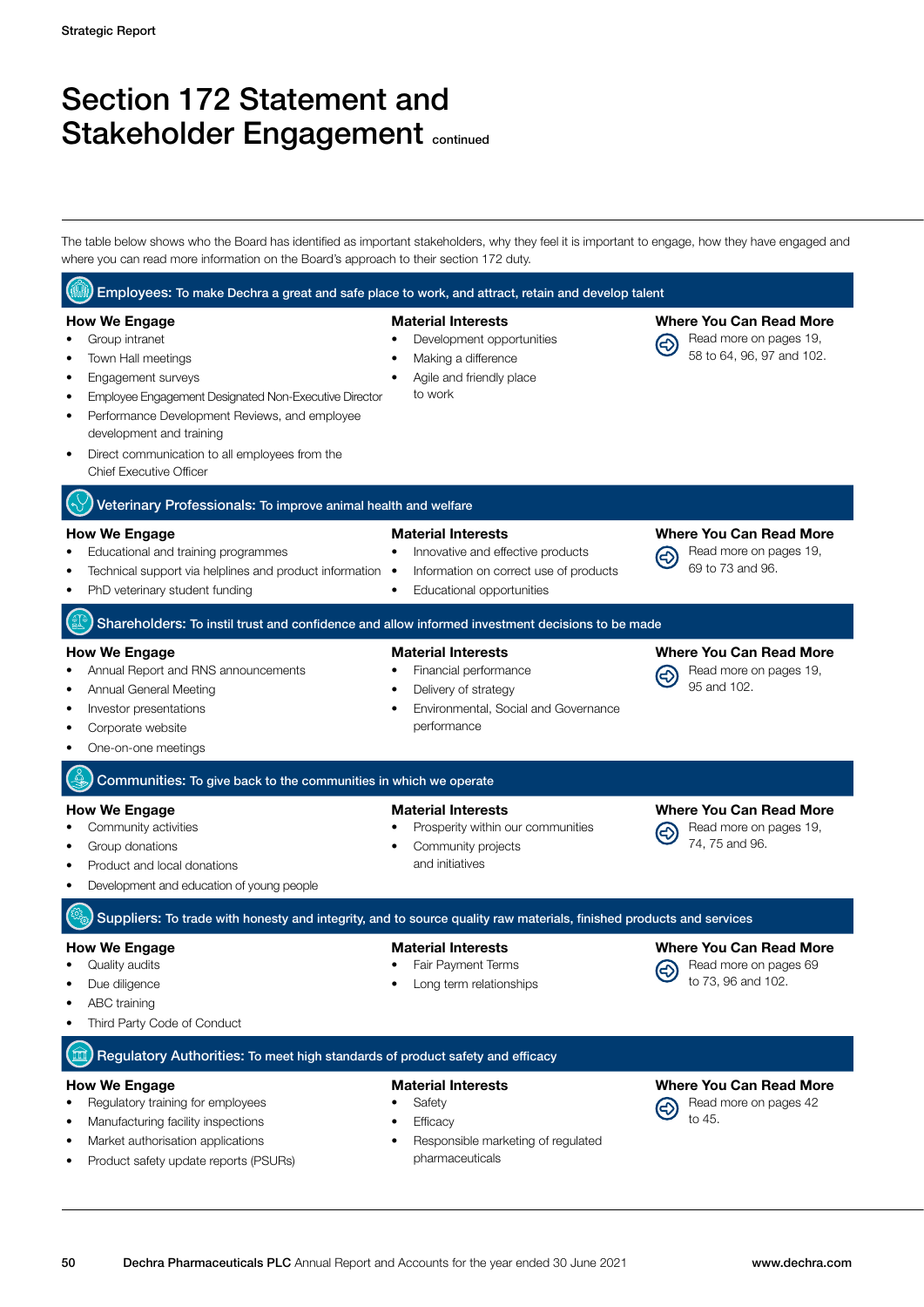# Section 172 Statement and Stakeholder Engagement continued

The table below shows who the Board has identified as important stakeholders, why they feel it is important to engage, how they have engaged and where you can read more information on the Board's approach to their section 172 duty.

## Employees: To make Dechra a great and safe place to work, and attract, retain and develop talent

### How We Engage
- Group intranet
- Town Hall meetings
- Engagement surveys
- Employee Engagement Designated Non-Executive Director
- Performance Development Reviews, and employee development and training
- Direct communication to all employees from the Chief Executive Officer

### Material Interests
- Development opportunities
- Making a difference
- Agile and friendly place to work

### Where You Can Read More
Read more on pages 19, 58 to 64, 96, 97 and 102.

## Veterinary Professionals: To improve animal health and welfare

### How We Engage
- Educational and training programmes
- Technical support via helplines and product information
- PhD veterinary student funding

### Material Interests
- Innovative and effective products
- Information on correct use of products
- Educational opportunities

### Where You Can Read More
Read more on pages 19, 69 to 73 and 96.

## Shareholders: To instil trust and confidence and allow informed investment decisions to be made

### How We Engage
- Annual Report and RNS announcements
- Annual General Meeting
- Investor presentations
- Corporate website
- One-on-one meetings

### Material Interests
- Financial performance
- Delivery of strategy
- Environmental, Social and Governance performance

### Where You Can Read More
Read more on pages 19, 95 and 102.

## Communities: To give back to the communities in which we operate

### How We Engage
- Community activities
- Group donations
- Product and local donations
- Development and education of young people

### Material Interests
- Prosperity within our communities
- Community projects and initiatives

### Where You Can Read More
Read more on pages 19, 74, 75 and 96.

## Suppliers: To trade with honesty and integrity, and to source quality raw materials, finished products and services

### How We Engage
- Quality audits
- Due diligence
- ABC training
- Third Party Code of Conduct

### Material Interests
- Fair Payment Terms
- Long term relationships

### Where You Can Read More
Read more on pages 69 to 73, 96 and 102.

## Regulatory Authorities: To meet high standards of product safety and efficacy

### How We Engage
- Regulatory training for employees
- Manufacturing facility inspections
- Market authorisation applications
- Product safety update reports (PSURs)

### Material Interests
- Safety
- Efficacy
- Responsible marketing of regulated pharmaceuticals

### Where You Can Read More
Read more on pages 42 to 45.